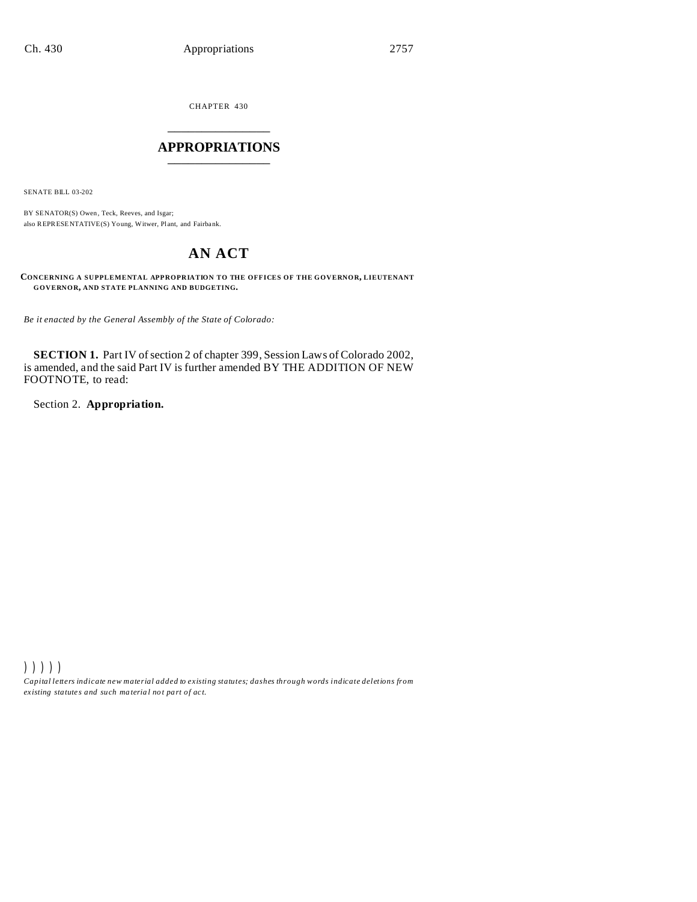CHAPTER 430

# APPROPRIATIONS

SENATE BILL 03-202

BY SENATOR(S) Owen, Teck, Reeves, and Isgar;
also REPRESENTATIVE(S) Young, Witwer, Plant, and Fairbank.

## AN ACT

**CONCERNING A SUPPLEMENTAL APPROPRIATION TO THE OFFICES OF THE GOVERNOR, LIEUTENANT GOVERNOR, AND STATE PLANNING AND BUDGETING.**

*Be it enacted by the General Assembly of the State of Colorado:*

**SECTION 1.** Part IV of section 2 of chapter 399, Session Laws of Colorado 2002, is amended, and the said Part IV is further amended BY THE ADDITION OF NEW FOOTNOTE, to read:

Section 2. **Appropriation.**

) ) ) ) )

*Capital letters indicate new material added to existing statutes; dashes through words indicate deletions from existing statutes and such material not part of act.*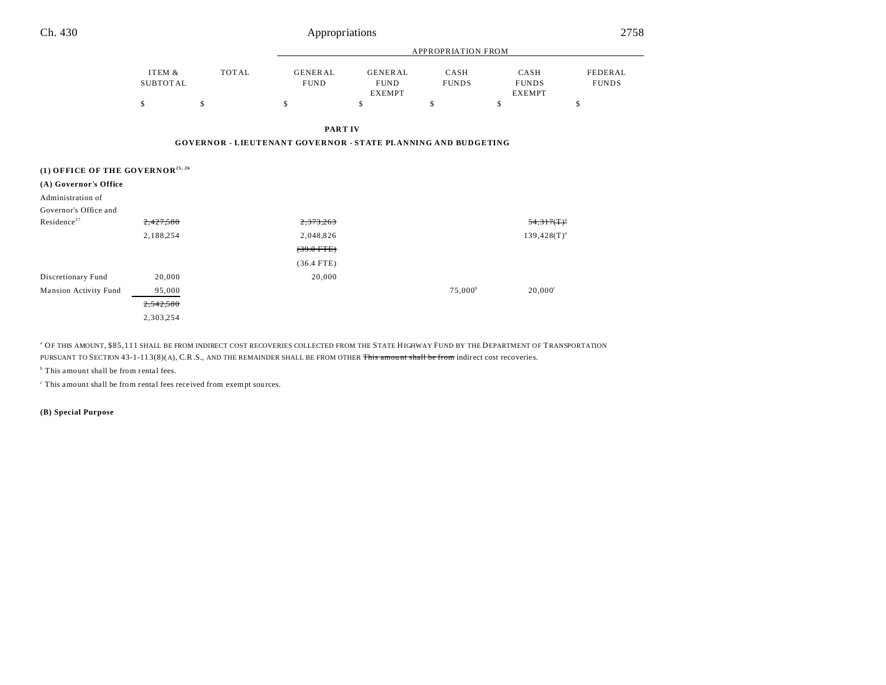## PART IV

### GOVERNOR - LIEUTENANT GOVERNOR - STATE PLANNING AND BUDGETING

| | ITEM & SUBTOTAL | TOTAL | APPROPRIATION FROM GENERAL FUND | GENERAL FUND EXEMPT | CASH FUNDS | CASH FUNDS EXEMPT | FEDERAL FUNDS |
|---|---|---|---|---|---|---|---|
| | $ | $ | $ | $ | $ | $ | $ |
| **(1) OFFICE OF THE GOVERNOR**[25, 26] | | | | | | | |
| **(A) Governor's Office** | | | | | | | |
| Administration of Governor's Office and Residence[27] | ~~2,427,580~~ | | ~~2,373,263~~ | | | ~~54,317(T)~~[a] | |
| | 2,188,254 | | 2,048,826 | | | 139,428(T)[a] | |
| | | | ~~(39.0 FTE)~~ | | | | |
| | | | (36.4 FTE) | | | | |
| Discretionary Fund | 20,000 | | 20,000 | | | | |
| Mansion Activity Fund | 95,000 | | | | 75,000[b] | 20,000[c] | |
| | ~~2,542,580~~ | | | | | | |
| | 2,303,254 | | | | | | |

[a] OF THIS AMOUNT, $85,111 SHALL BE FROM INDIRECT COST RECOVERIES COLLECTED FROM THE STATE HIGHWAY FUND BY THE DEPARTMENT OF TRANSPORTATION PURSUANT TO SECTION 43-1-113(8)(A), C.R.S., AND THE REMAINDER SHALL BE FROM OTHER ~~This amount shall be from~~ indirect cost recoveries.

[b] This amount shall be from rental fees.

[c] This amount shall be from rental fees received from exempt sources.

**(B) Special Purpose**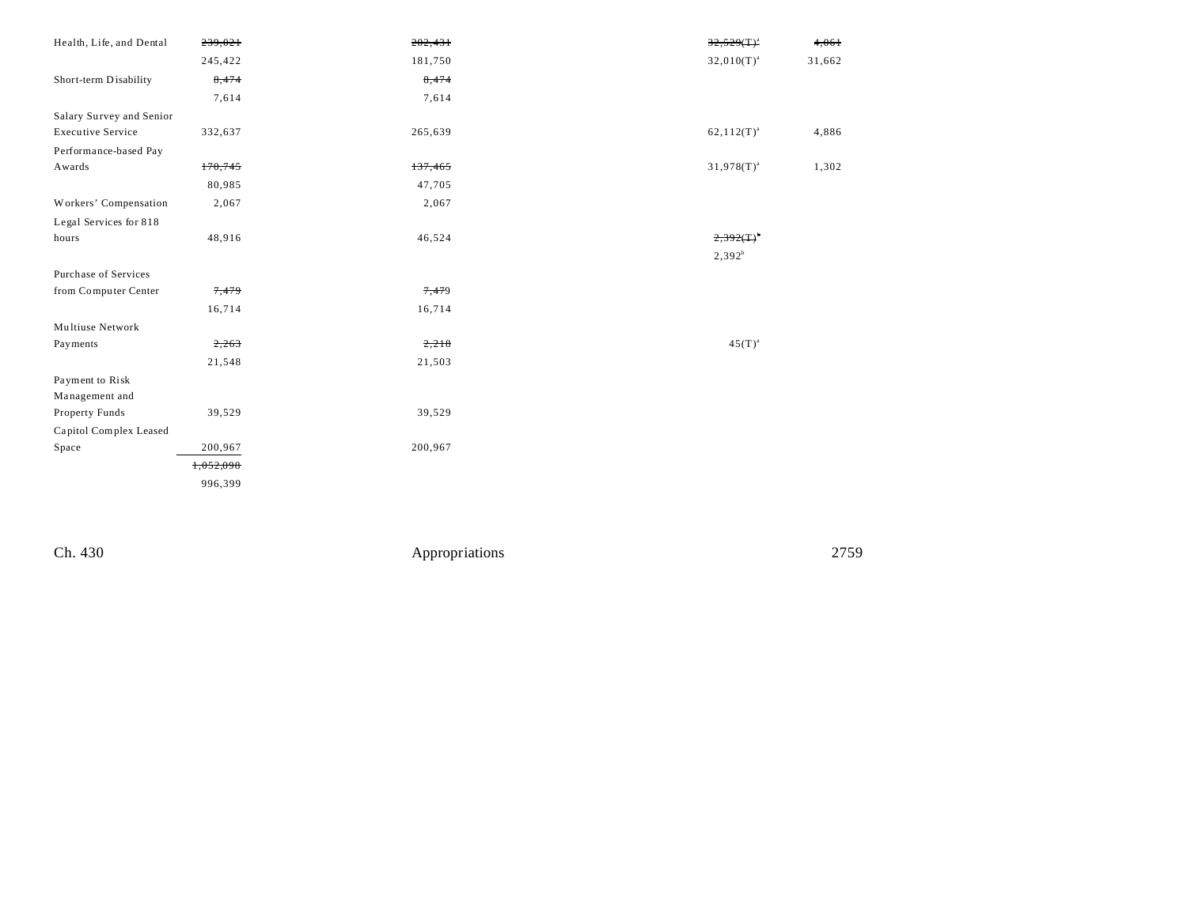| | | | | | | |
|---|---|---|---|---|---|---|
| Health, Life, and Dental | ~~239,021~~ | ~~202,431~~ | | | ~~32,529(T)[a]~~ | ~~4,061~~ |
| | 245,422 | 181,750 | | | 32,010(T)[a] | 31,662 |
| Short-term Disability | ~~8,474~~ | ~~8,474~~ | | | | |
| | 7,614 | 7,614 | | | | |
| Salary Survey and Senior Executive Service | 332,637 | 265,639 | | | 62,112(T)[a] | 4,886 |
| Performance-based Pay Awards | ~~170,745~~ | ~~137,465~~ | | | 31,978(T)[a] | 1,302 |
| | 80,985 | 47,705 | | | | |
| Workers' Compensation | 2,067 | 2,067 | | | | |
| Legal Services for 818 hours | 48,916 | 46,524 | | | ~~2,392(T)[b]~~ | |
| | | | | | 2,392[b] | |
| Purchase of Services from Computer Center | ~~7,479~~ | ~~7,479~~ | | | | |
| | 16,714 | 16,714 | | | | |
| Multiuse Network Payments | ~~2,263~~ | ~~2,218~~ | | | 45(T)[a] | |
| | 21,548 | 21,503 | | | | |
| Payment to Risk Management and Property Funds | 39,529 | 39,529 | | | | |
| Capitol Complex Leased Space | 200,967 | 200,967 | | | | |
| | ~~1,052,098~~ | | | | | |
| | 996,399 | | | | | |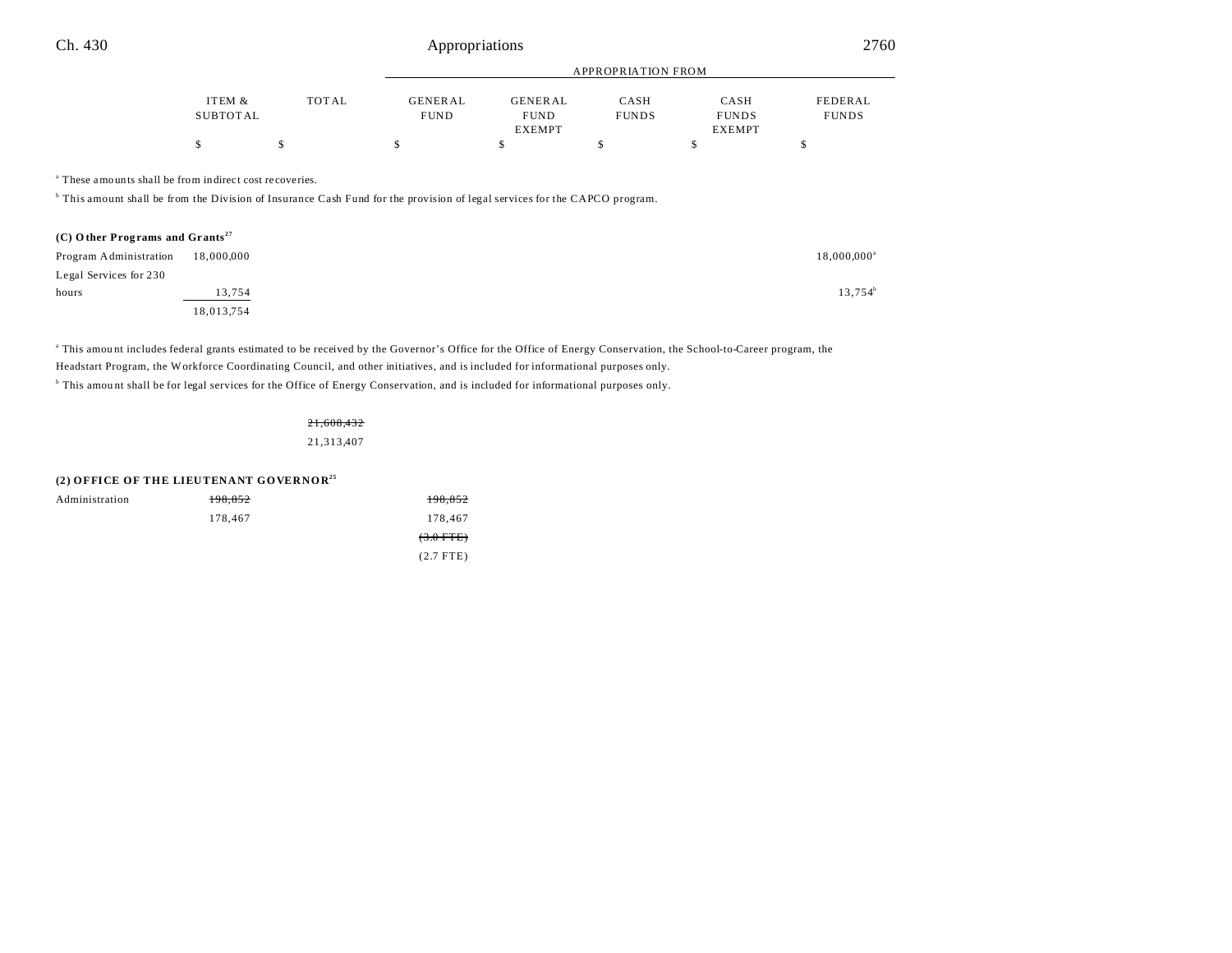| | ITEM & SUBTOTAL | TOTAL | GENERAL FUND | GENERAL FUND EXEMPT | CASH FUNDS | CASH FUNDS EXEMPT | FEDERAL FUNDS |
|---|---|---|---|---|---|---|---|
| | | | APPROPRIATION FROM | | | | |
| | $ | $ | $ | $ | $ | $ | $ |

[a] These amounts shall be from indirect cost recoveries.

[b] This amount shall be from the Division of Insurance Cash Fund for the provision of legal services for the CAPCO program.

**(C) Other Programs and Grants**[27]

| | ITEM & SUBTOTAL | TOTAL | GENERAL FUND | GENERAL FUND EXEMPT | CASH FUNDS | CASH FUNDS EXEMPT | FEDERAL FUNDS |
|---|---|---|---|---|---|---|---|
| Program Administration | 18,000,000 | | | | | | 18,000,000[a] |
| Legal Services for 230 hours | 13,754 | | | | | | 13,754[b] |
| | 18,013,754 | | | | | | |

[a] This amount includes federal grants estimated to be received by the Governor's Office for the Office of Energy Conservation, the School-to-Career program, the Headstart Program, the Workforce Coordinating Council, and other initiatives, and is included for informational purposes only.

[b] This amount shall be for legal services for the Office of Energy Conservation, and is included for informational purposes only.

| | ITEM & SUBTOTAL | TOTAL | GENERAL FUND | GENERAL FUND EXEMPT | CASH FUNDS | CASH FUNDS EXEMPT | FEDERAL FUNDS |
|---|---|---|---|---|---|---|---|
| | | ~~21,608,432~~ | | | | | |
| | | 21,313,407 | | | | | |

**(2) OFFICE OF THE LIEUTENANT GOVERNOR**[25]

| | ITEM & SUBTOTAL | TOTAL | GENERAL FUND | GENERAL FUND EXEMPT | CASH FUNDS | CASH FUNDS EXEMPT | FEDERAL FUNDS |
|---|---|---|---|---|---|---|---|
| Administration | ~~198,852~~ | | ~~198,852~~ | | | | |
| | 178,467 | | 178,467 | | | | |
| | | | ~~(3.0 FTE)~~ | | | | |
| | | | (2.7 FTE) | | | | |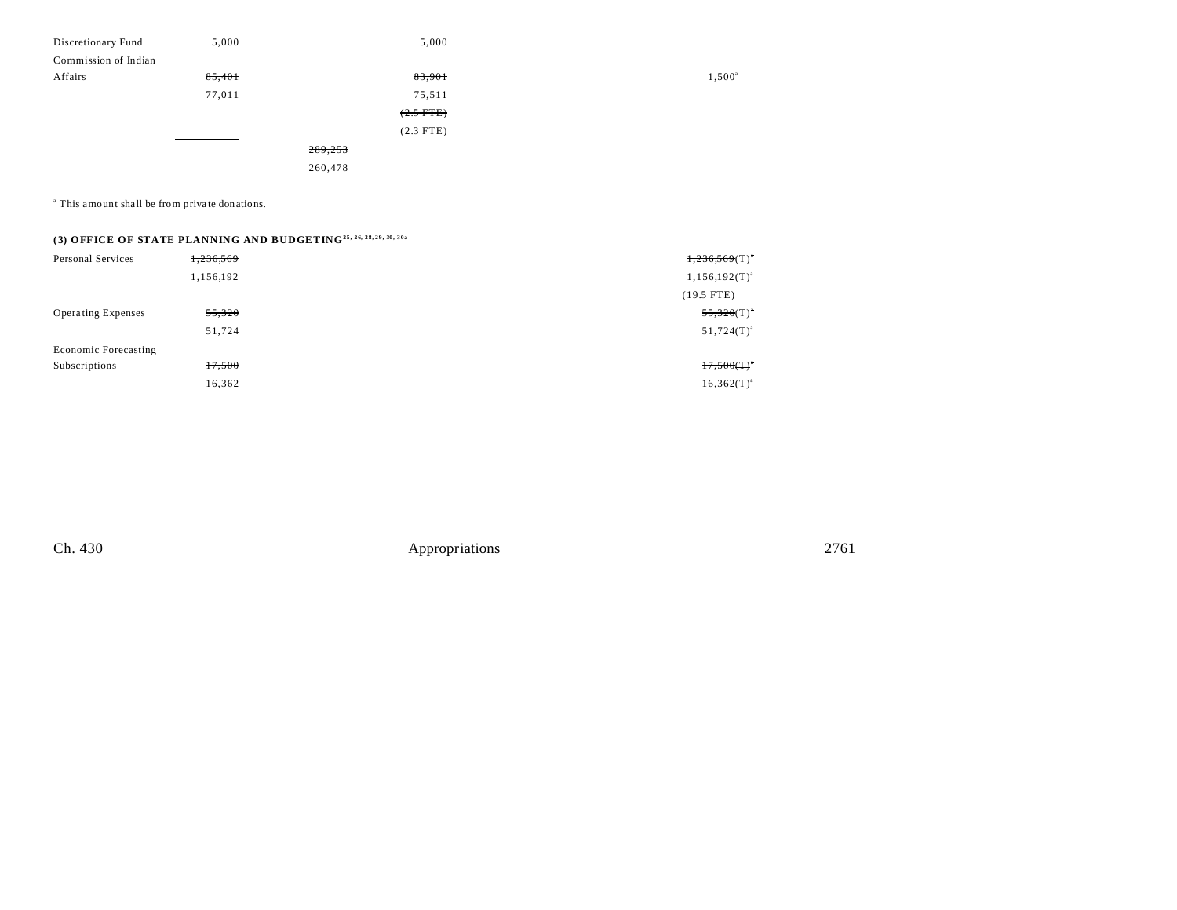| | | | | | | |
|---|---|---|---|---|---|---|
| Discretionary Fund | 5,000 | | 5,000 | | | |
| Commission of Indian Affairs | ~~85,401~~ | | ~~83,901~~ | | 1,500[a] | |
| | 77,011 | | 75,511 | | | |
| | | | ~~(2.5 FTE)~~ | | | |
| | | | (2.3 FTE) | | | |
| | | ~~289,253~~ | | | | |
| | | 260,478 | | | | |

[a] This amount shall be from private donations.

**(3) OFFICE OF STATE PLANNING AND BUDGETING**[25, 26, 28, 29, 30, 30a]

| | | | | | | |
|---|---|---|---|---|---|---|
| Personal Services | ~~1,236,569~~ | | | | | ~~1,236,569(T)~~[a] |
| | 1,156,192 | | | | | 1,156,192(T)[a] |
| | | | | | | (19.5 FTE) |
| Operating Expenses | ~~55,320~~ | | | | | ~~55,320(T)~~[a] |
| | 51,724 | | | | | 51,724(T)[a] |
| Economic Forecasting Subscriptions | ~~17,500~~ | | | | | ~~17,500(T)~~[a] |
| | 16,362 | | | | | 16,362(T)[a] |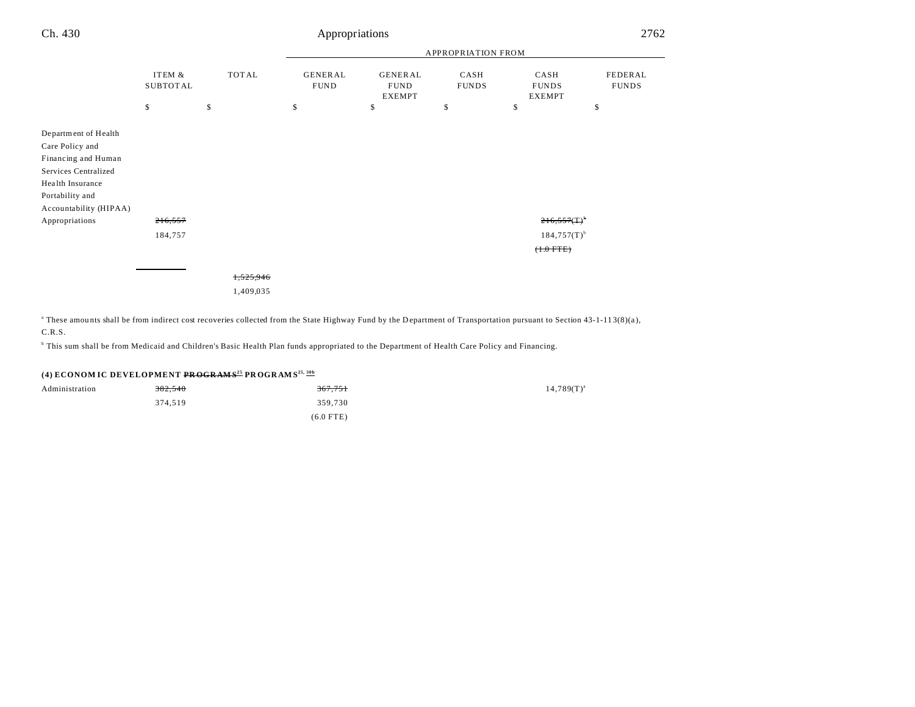| | ITEM & SUBTOTAL | TOTAL | GENERAL FUND | GENERAL FUND EXEMPT | CASH FUNDS | CASH FUNDS EXEMPT | FEDERAL FUNDS |
|---|---|---|---|---|---|---|---|
| | | | APPROPRIATION FROM | | | | |
| | $ | $ | $ | $ | $ | $ | $ |
| Department of Health Care Policy and Financing and Human Services Centralized Health Insurance Portability and Accountability (HIPAA) Appropriations | ~~216,557~~ 184,757 | | | | | ~~216,557(T)[b]~~ 184,757(T)[b] ~~(1.0 FTE)~~ | |
| | | ~~1,525,946~~ 1,409,035 | | | | | |

[a] These amounts shall be from indirect cost recoveries collected from the State Highway Fund by the Department of Transportation pursuant to Section 43-1-113(8)(a), C.R.S.

[b] This sum shall be from Medicaid and Children's Basic Health Plan funds appropriated to the Department of Health Care Policy and Financing.

**(4) ECONOMIC DEVELOPMENT ~~PROGRAMS[25]~~ PROGRAMS[25, 30b]**

| | ITEM & SUBTOTAL | TOTAL | GENERAL FUND | GENERAL FUND EXEMPT | CASH FUNDS | CASH FUNDS EXEMPT | FEDERAL FUNDS |
|---|---|---|---|---|---|---|---|
| Administration | ~~382,540~~ 374,519 | | ~~367,751~~ 359,730 (6.0 FTE) | | | 14,789(T)[a] | |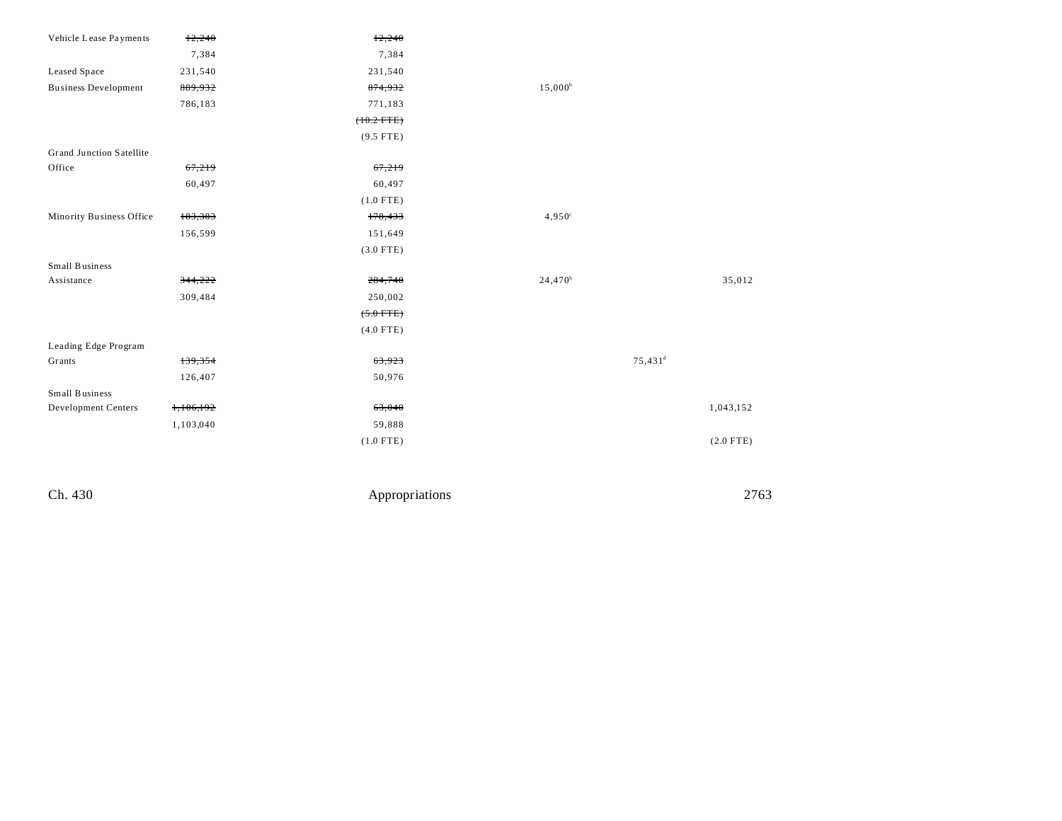| | | | | | |
|---|---|---|---|---|---|
| Vehicle Lease Payments | ~~12,240~~ | ~~12,240~~ | | | |
| | 7,384 | 7,384 | | | |
| Leased Space | 231,540 | 231,540 | | | |
| Business Development | ~~889,932~~ | ~~874,932~~ | 15,000[b] | | |
| | 786,183 | 771,183 | | | |
| | | ~~(10.2 FTE)~~ | | | |
| | | (9.5 FTE) | | | |
| Grand Junction Satellite Office | ~~67,219~~ | ~~67,219~~ | | | |
| | 60,497 | 60,497 | | | |
| | | (1.0 FTE) | | | |
| Minority Business Office | ~~183,383~~ | ~~178,433~~ | 4,950[c] | | |
| | 156,599 | 151,649 | | | |
| | | (3.0 FTE) | | | |
| Small Business Assistance | ~~344,222~~ | ~~284,740~~ | 24,470[b] | | 35,012 |
| | 309,484 | 250,002 | | | |
| | | ~~(5.0 FTE)~~ | | | |
| | | (4.0 FTE) | | | |
| Leading Edge Program Grants | ~~139,354~~ | ~~63,923~~ | | 75,431[d] | |
| | 126,407 | 50,976 | | | |
| Small Business Development Centers | ~~1,106,192~~ | ~~63,040~~ | | | 1,043,152 |
| | 1,103,040 | 59,888 | | | |
| | | (1.0 FTE) | | | (2.0 FTE) |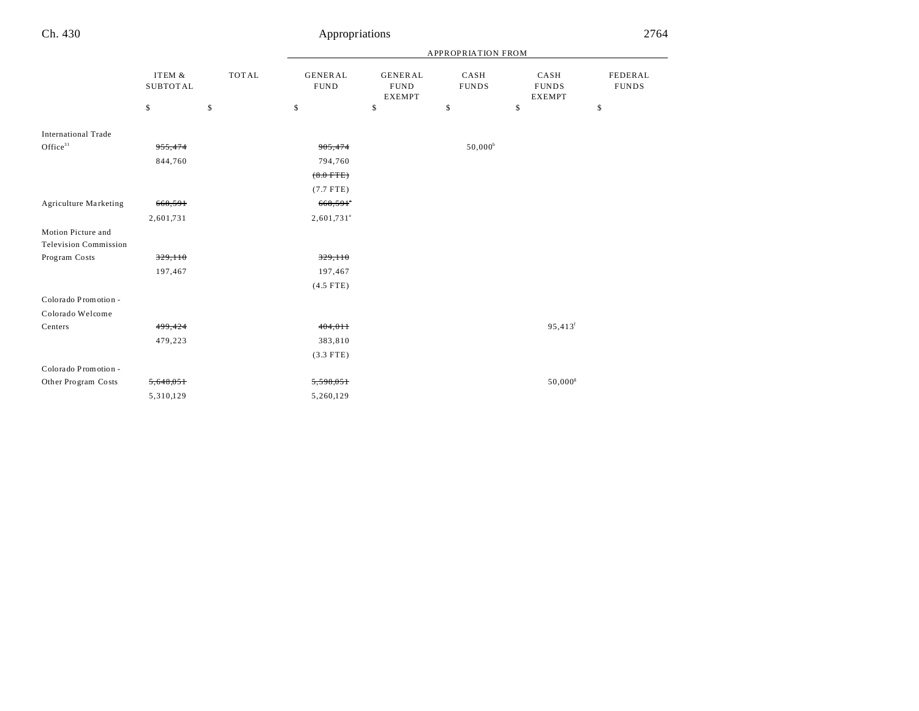| | ITEM & SUBTOTAL | TOTAL | APPROPRIATION FROM | | | | |
|---|---|---|---|---|---|---|---|
| | | | GENERAL FUND | GENERAL FUND EXEMPT | CASH FUNDS | CASH FUNDS EXEMPT | FEDERAL FUNDS |
| | $ | $ | $ | $ | $ | $ | $ |
| International Trade Office[31] | ~~955,474~~ | | ~~905,474~~ | | 50,000[b] | | |
| | 844,760 | | 794,760 | | | | |
| | | | ~~(8.0 FTE)~~ | | | | |
| | | | (7.7 FTE) | | | | |
| Agriculture Marketing | ~~660,591~~ | | ~~660,591~~[e] | | | | |
| | 2,601,731 | | 2,601,731[e] | | | | |
| Motion Picture and Television Commission Program Costs | ~~329,110~~ | | ~~329,110~~ | | | | |
| | 197,467 | | 197,467 | | | | |
| | | | (4.5 FTE) | | | | |
| Colorado Promotion - Colorado Welcome Centers | ~~499,424~~ | | ~~404,011~~ | | | 95,413[f] | |
| | 479,223 | | 383,810 | | | | |
| | | | (3.3 FTE) | | | | |
| Colorado Promotion - Other Program Costs | ~~5,648,051~~ | | ~~5,598,051~~ | | | 50,000[g] | |
| | 5,310,129 | | 5,260,129 | | | | |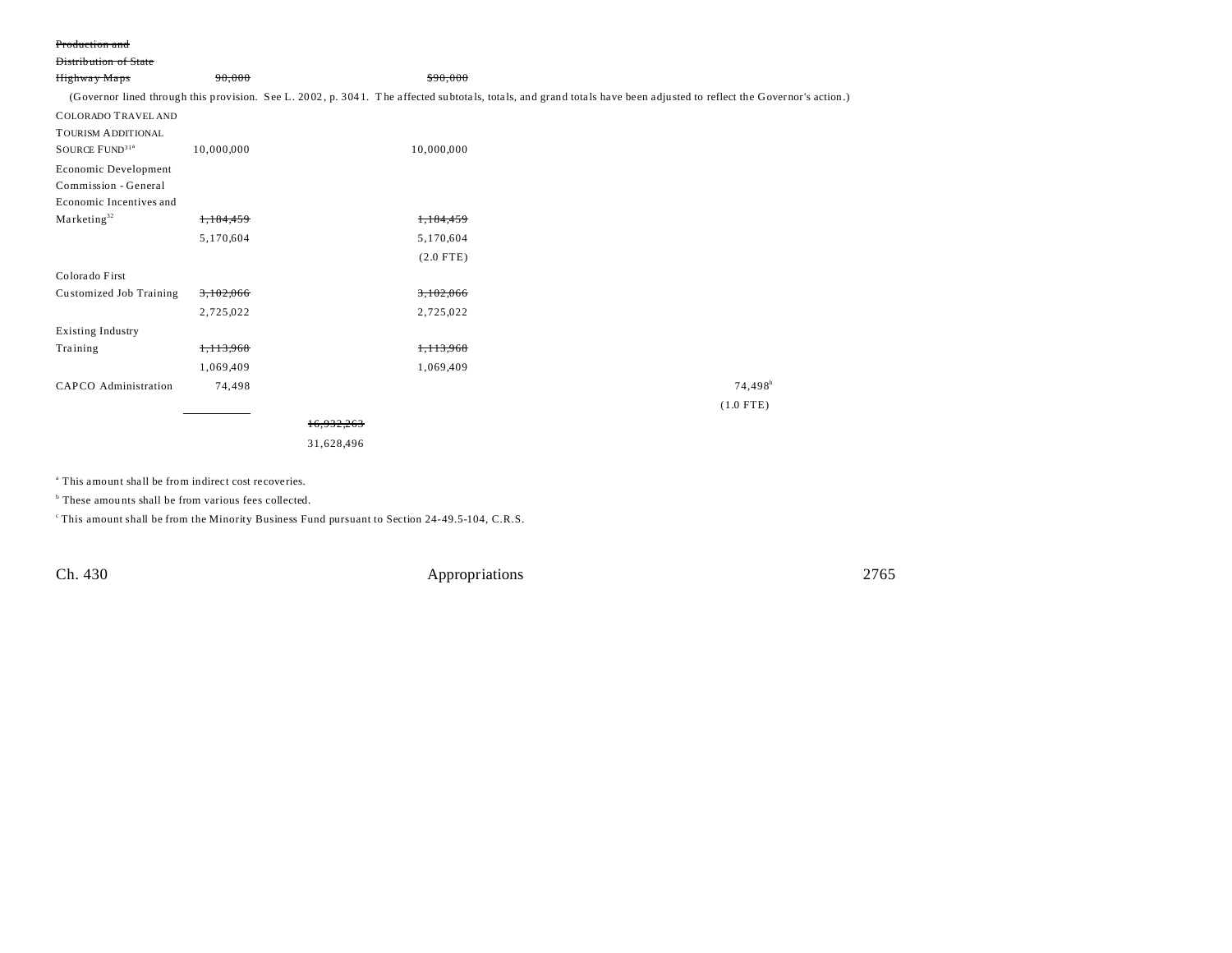| | | | | | |
|---|---|---|---|---|---|
| ~~Production and Distribution of State Highway Maps~~ | ~~90,000~~ | | ~~$90,000~~ | | |

(Governor lined through this provision. See L. 2002, p. 3041. The affected subtotals, totals, and grand totals have been adjusted to reflect the Governor's action.)

| | | | | | |
|---|---|---|---|---|---|
| COLORADO TRAVEL AND TOURISM ADDITIONAL SOURCE FUND[31a] | 10,000,000 | | 10,000,000 | | |
| Economic Development Commission - General Economic Incentives and Marketing[32] | ~~1,184,459~~ | | ~~1,184,459~~ | | |
| | 5,170,604 | | 5,170,604 | | |
| | | | (2.0 FTE) | | |
| Colorado First Customized Job Training | ~~3,102,066~~ | | ~~3,102,066~~ | | |
| | 2,725,022 | | 2,725,022 | | |
| Existing Industry Training | ~~1,113,968~~ | | ~~1,113,968~~ | | |
| | 1,069,409 | | 1,069,409 | | |
| CAPCO Administration | 74,498 | | | | 74,498[b] |
| | | | | | (1.0 FTE) |
| | | ~~16,932,263~~ | | | |
| | | 31,628,496 | | | |

[a] This amount shall be from indirect cost recoveries.

[b] These amounts shall be from various fees collected.

[c] This amount shall be from the Minority Business Fund pursuant to Section 24-49.5-104, C.R.S.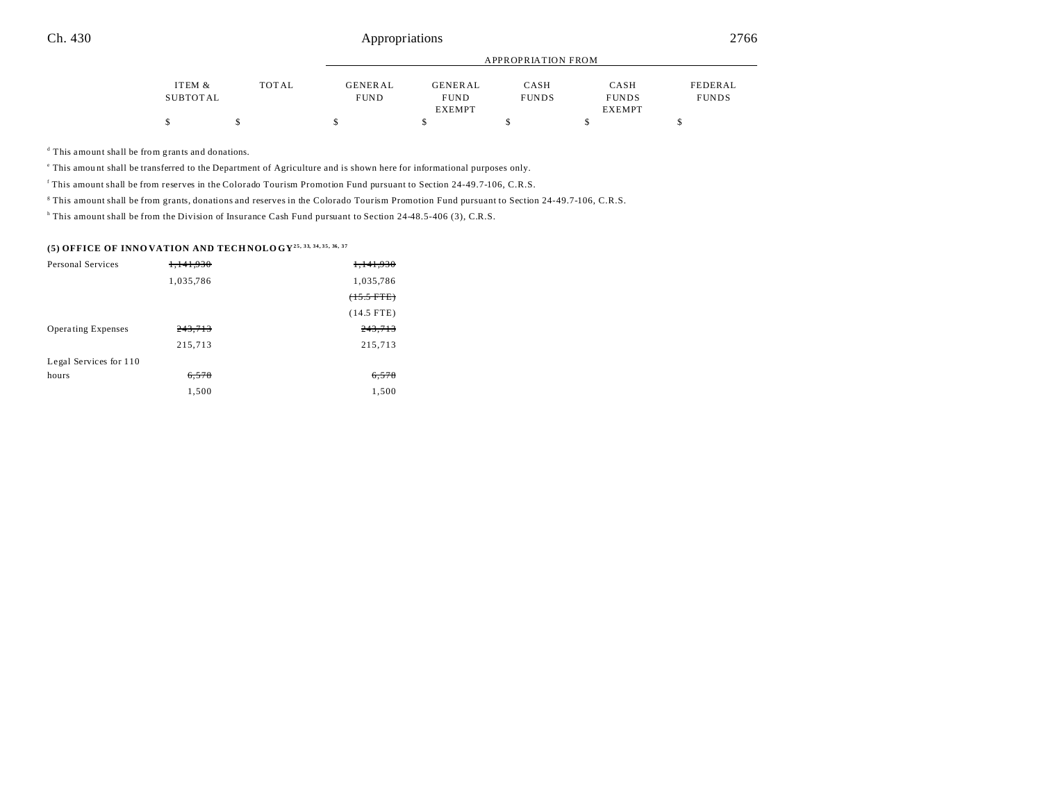| | ITEM & SUBTOTAL | TOTAL | APPROPRIATION FROM GENERAL FUND | GENERAL FUND EXEMPT | CASH FUNDS | CASH FUNDS EXEMPT | FEDERAL FUNDS |
|---|---|---|---|---|---|---|---|
| | $ | $ | $ | $ | $ | $ | $ |

[d] This amount shall be from grants and donations.

[e] This amount shall be transferred to the Department of Agriculture and is shown here for informational purposes only.

[f] This amount shall be from reserves in the Colorado Tourism Promotion Fund pursuant to Section 24-49.7-106, C.R.S.

[g] This amount shall be from grants, donations and reserves in the Colorado Tourism Promotion Fund pursuant to Section 24-49.7-106, C.R.S.

[h] This amount shall be from the Division of Insurance Cash Fund pursuant to Section 24-48.5-406 (3), C.R.S.

**(5) OFFICE OF INNOVATION AND TECHNOLOGY**[25, 33, 34, 35, 36, 37]

| | ITEM & SUBTOTAL | TOTAL | GENERAL FUND | GENERAL FUND EXEMPT | CASH FUNDS | CASH FUNDS EXEMPT | FEDERAL FUNDS |
|---|---|---|---|---|---|---|---|
| Personal Services | ~~1,141,930~~ | | ~~1,141,930~~ | | | | |
| | 1,035,786 | | 1,035,786 | | | | |
| | | | ~~(15.5 FTE)~~ | | | | |
| | | | (14.5 FTE) | | | | |
| Operating Expenses | ~~243,713~~ | | ~~243,713~~ | | | | |
| | 215,713 | | 215,713 | | | | |
| Legal Services for 110 hours | ~~6,578~~ | | ~~6,578~~ | | | | |
| | 1,500 | | 1,500 | | | | |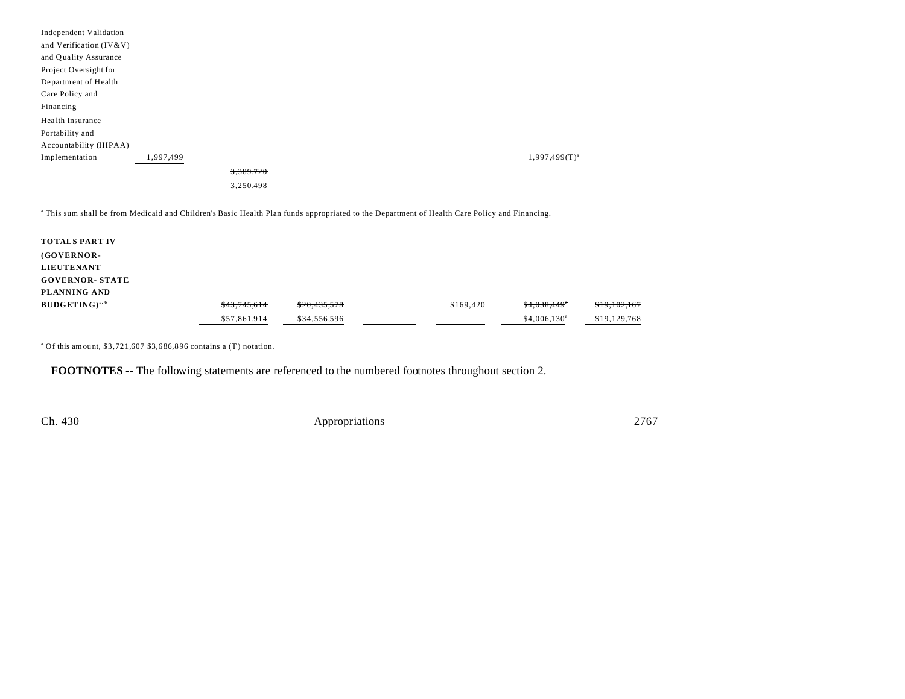| | | | | | | | |
|---|---|---|---|---|---|---|---|
| Independent Validation and Verification (IV&V) and Quality Assurance Project Oversight for Department of Health Care Policy and Financing | | | | | | | |
| Health Insurance Portability and Accountability (HIPAA) Implementation | 1,997,499 | | | | | 1,997,499(T)[a] | |
| | | ~~3,389,720~~ 3,250,498 | | | | | |

[a] This sum shall be from Medicaid and Children's Basic Health Plan funds appropriated to the Department of Health Care Policy and Financing.

| | | | | | | |
|---|---|---|---|---|---|---|
| **TOTALS PART IV (GOVERNOR-LIEUTENANT GOVERNOR- STATE PLANNING AND BUDGETING)**[5, 6] | ~~$43,745,614~~ $57,861,914 | ~~$20,435,578~~ $34,556,596 | | $169,420 | ~~$4,038,449[a]~~ $4,006,130[a] | ~~$19,102,167~~ $19,129,768 |

[a] Of this amount, ~~$3,721,607~~ $3,686,896 contains a (T) notation.

**FOOTNOTES** -- The following statements are referenced to the numbered footnotes throughout section 2.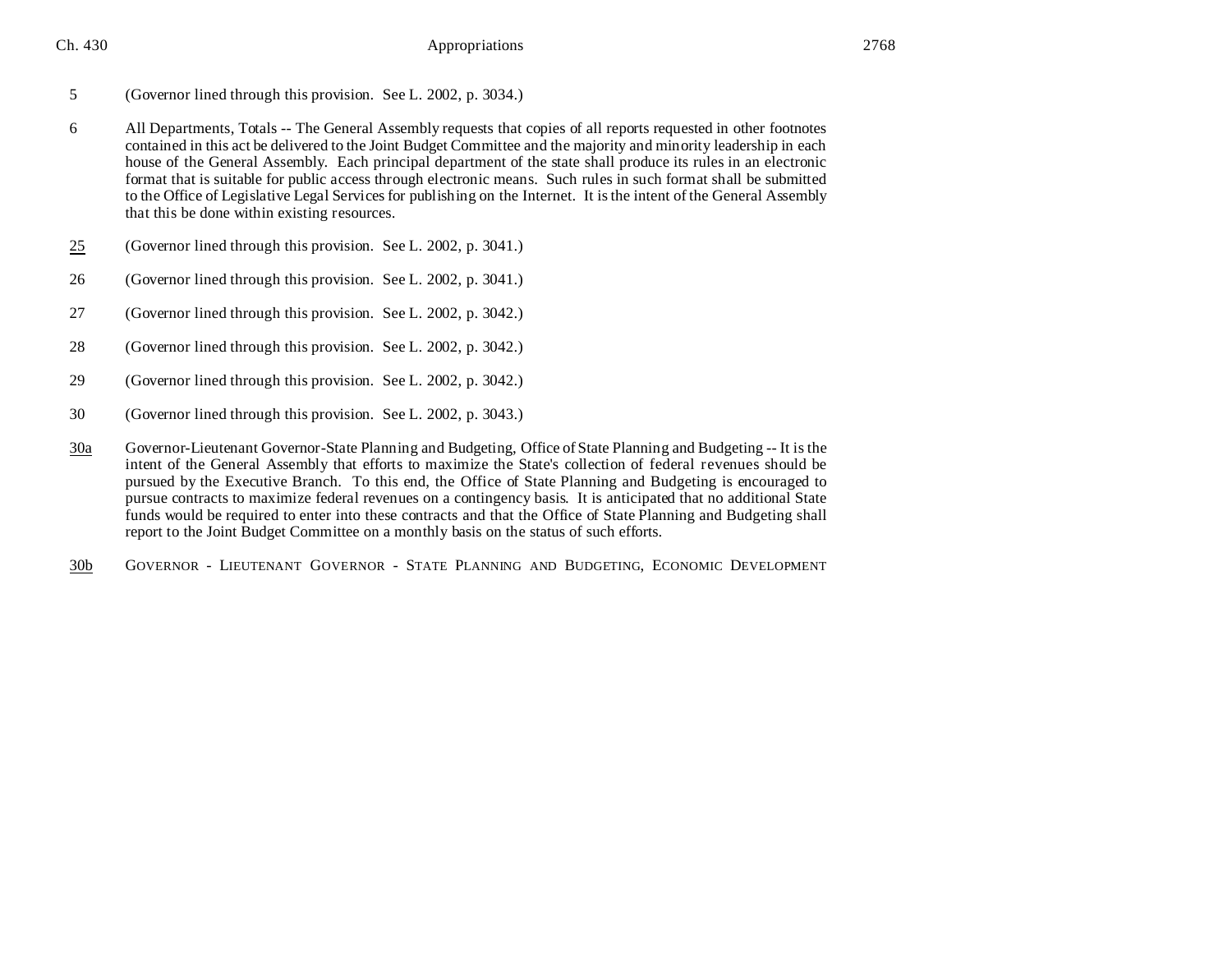5 (Governor lined through this provision. See L. 2002, p. 3034.)

6 All Departments, Totals -- The General Assembly requests that copies of all reports requested in other footnotes contained in this act be delivered to the Joint Budget Committee and the majority and minority leadership in each house of the General Assembly. Each principal department of the state shall produce its rules in an electronic format that is suitable for public access through electronic means. Such rules in such format shall be submitted to the Office of Legislative Legal Services for publishing on the Internet. It is the intent of the General Assembly that this be done within existing resources.

25 (Governor lined through this provision. See L. 2002, p. 3041.)

26 (Governor lined through this provision. See L. 2002, p. 3041.)

27 (Governor lined through this provision. See L. 2002, p. 3042.)

28 (Governor lined through this provision. See L. 2002, p. 3042.)

29 (Governor lined through this provision. See L. 2002, p. 3042.)

30 (Governor lined through this provision. See L. 2002, p. 3043.)

30a Governor-Lieutenant Governor-State Planning and Budgeting, Office of State Planning and Budgeting -- It is the intent of the General Assembly that efforts to maximize the State's collection of federal revenues should be pursued by the Executive Branch. To this end, the Office of State Planning and Budgeting is encouraged to pursue contracts to maximize federal revenues on a contingency basis. It is anticipated that no additional State funds would be required to enter into these contracts and that the Office of State Planning and Budgeting shall report to the Joint Budget Committee on a monthly basis on the status of such efforts.

30b GOVERNOR - LIEUTENANT GOVERNOR - STATE PLANNING AND BUDGETING, ECONOMIC DEVELOPMENT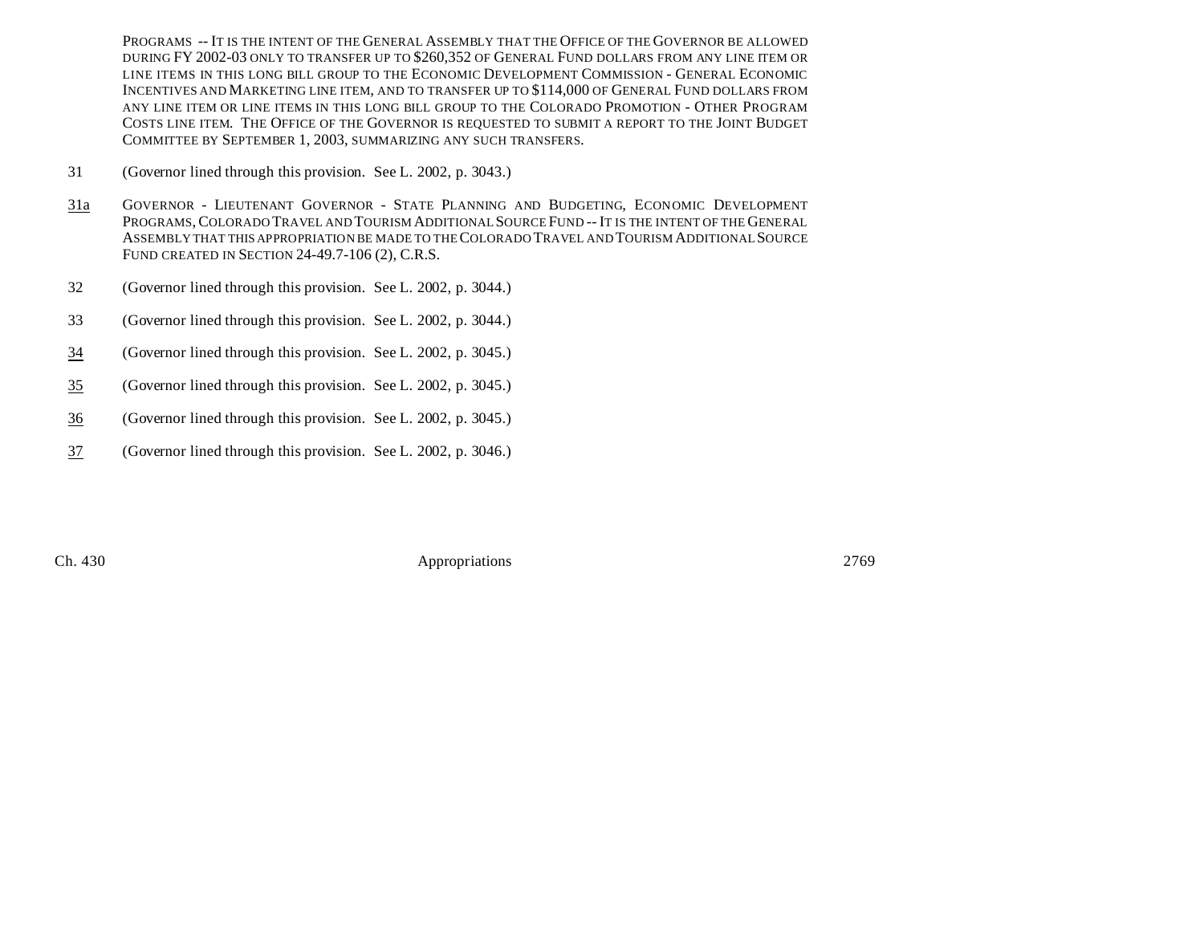PROGRAMS -- IT IS THE INTENT OF THE GENERAL ASSEMBLY THAT THE OFFICE OF THE GOVERNOR BE ALLOWED DURING FY 2002-03 ONLY TO TRANSFER UP TO $260,352 OF GENERAL FUND DOLLARS FROM ANY LINE ITEM OR LINE ITEMS IN THIS LONG BILL GROUP TO THE ECONOMIC DEVELOPMENT COMMISSION - GENERAL ECONOMIC INCENTIVES AND MARKETING LINE ITEM, AND TO TRANSFER UP TO $114,000 OF GENERAL FUND DOLLARS FROM ANY LINE ITEM OR LINE ITEMS IN THIS LONG BILL GROUP TO THE COLORADO PROMOTION - OTHER PROGRAM COSTS LINE ITEM. THE OFFICE OF THE GOVERNOR IS REQUESTED TO SUBMIT A REPORT TO THE JOINT BUDGET COMMITTEE BY SEPTEMBER 1, 2003, SUMMARIZING ANY SUCH TRANSFERS.

31 (Governor lined through this provision. See L. 2002, p. 3043.)

31a GOVERNOR - LIEUTENANT GOVERNOR - STATE PLANNING AND BUDGETING, ECONOMIC DEVELOPMENT PROGRAMS, COLORADO TRAVEL AND TOURISM ADDITIONAL SOURCE FUND -- IT IS THE INTENT OF THE GENERAL ASSEMBLY THAT THIS APPROPRIATION BE MADE TO THE COLORADO TRAVEL AND TOURISM ADDITIONAL SOURCE FUND CREATED IN SECTION 24-49.7-106 (2), C.R.S.

32 (Governor lined through this provision. See L. 2002, p. 3044.)

33 (Governor lined through this provision. See L. 2002, p. 3044.)

34 (Governor lined through this provision. See L. 2002, p. 3045.)

35 (Governor lined through this provision. See L. 2002, p. 3045.)

36 (Governor lined through this provision. See L. 2002, p. 3045.)

37 (Governor lined through this provision. See L. 2002, p. 3046.)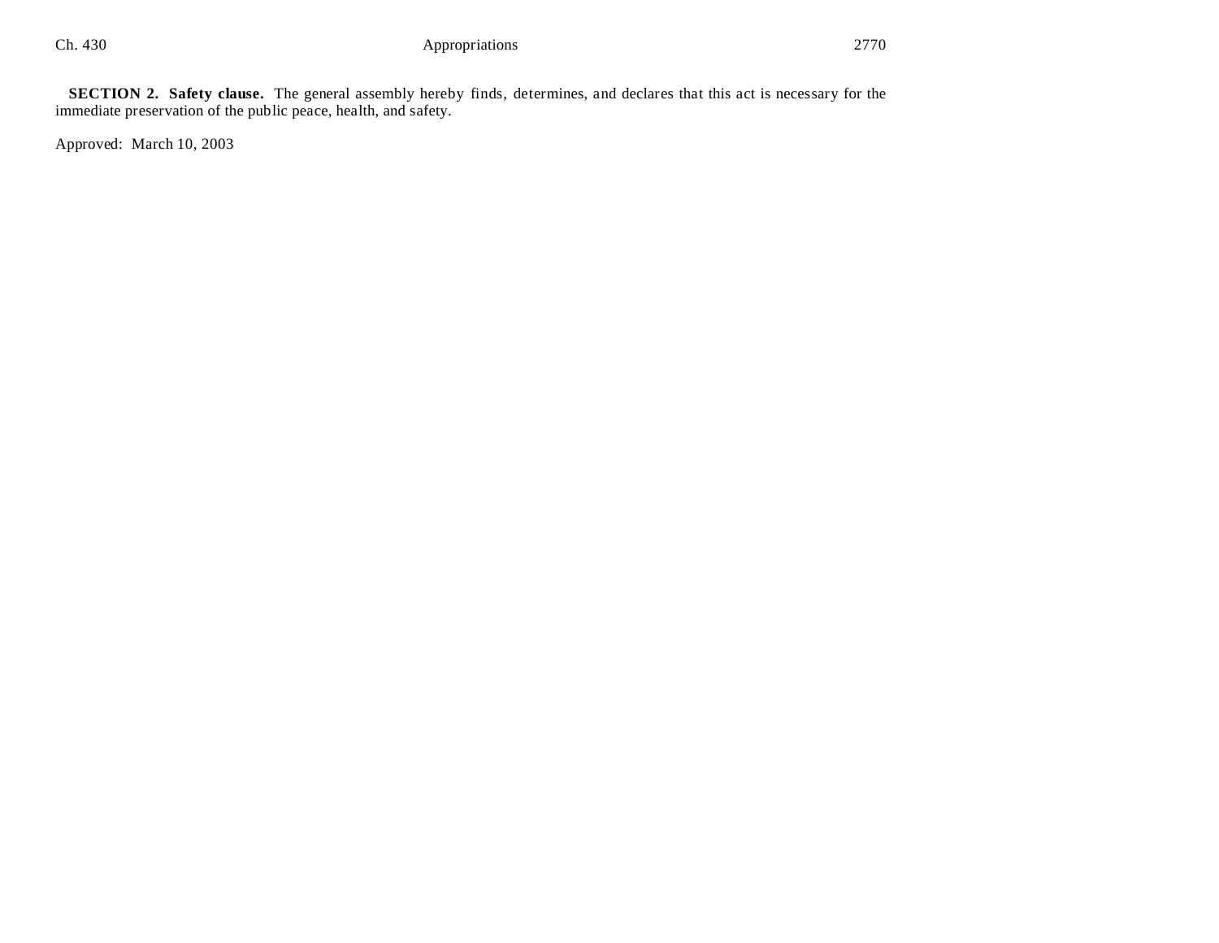**SECTION 2. Safety clause.** The general assembly hereby finds, determines, and declares that this act is necessary for the immediate preservation of the public peace, health, and safety.

Approved: March 10, 2003